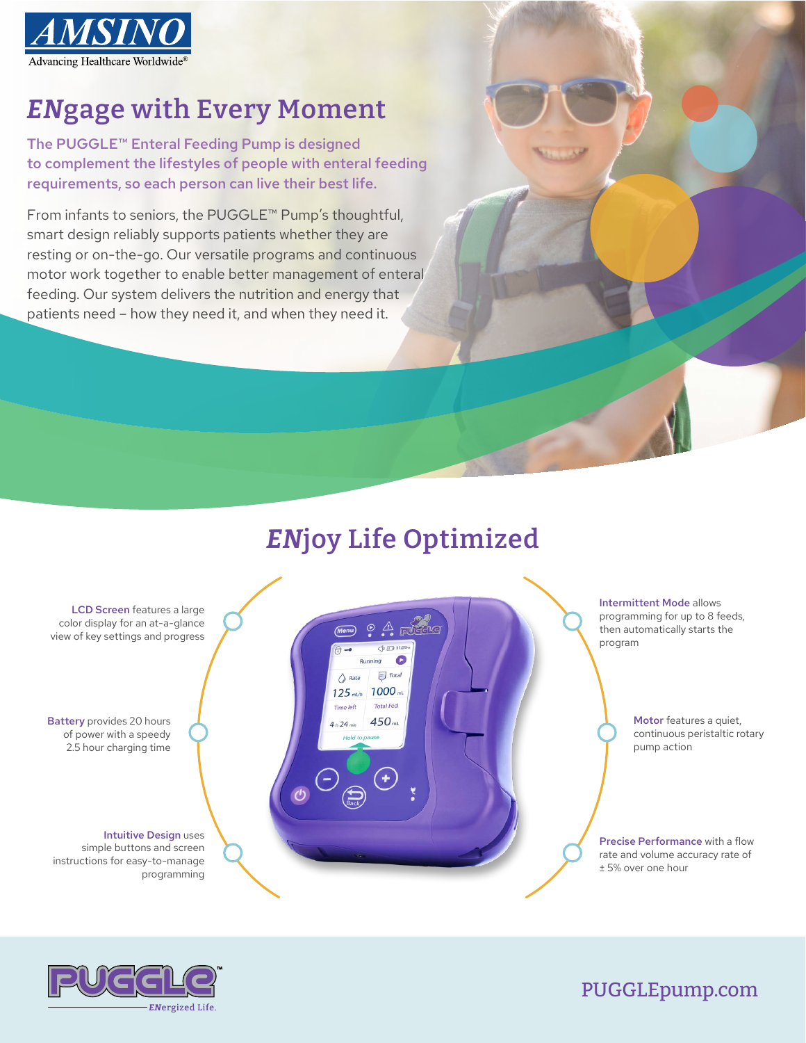**AMSINO**
Advancing Healthcare Worldwide®

# *EN*gage with Every Moment

**The PUGGLE™ Enteral Feeding Pump is designed to complement the lifestyles of people with enteral feeding requirements, so each person can live their best life.**

From infants to seniors, the PUGGLE™ Pump's thoughtful, smart design reliably supports patients whether they are resting or on-the-go. Our versatile programs and continuous motor work together to enable better management of enteral feeding. Our system delivers the nutrition and energy that patients need – how they need it, and when they need it.

## *EN*joy Life Optimized

**LCD Screen** features a large color display for an at-a-glance view of key settings and progress

**Battery** provides 20 hours of power with a speedy 2.5 hour charging time

**Intuitive Design** uses simple buttons and screen instructions for easy-to-manage programming

**Intermittent Mode** allows programming for up to 8 feeds, then automatically starts the program

**Motor** features a quiet, continuous peristaltic rotary pump action

**Precise Performance** with a flow rate and volume accuracy rate of ± 5% over one hour

PUGGLE™
*EN*ergized Life.

PUGGLEpump.com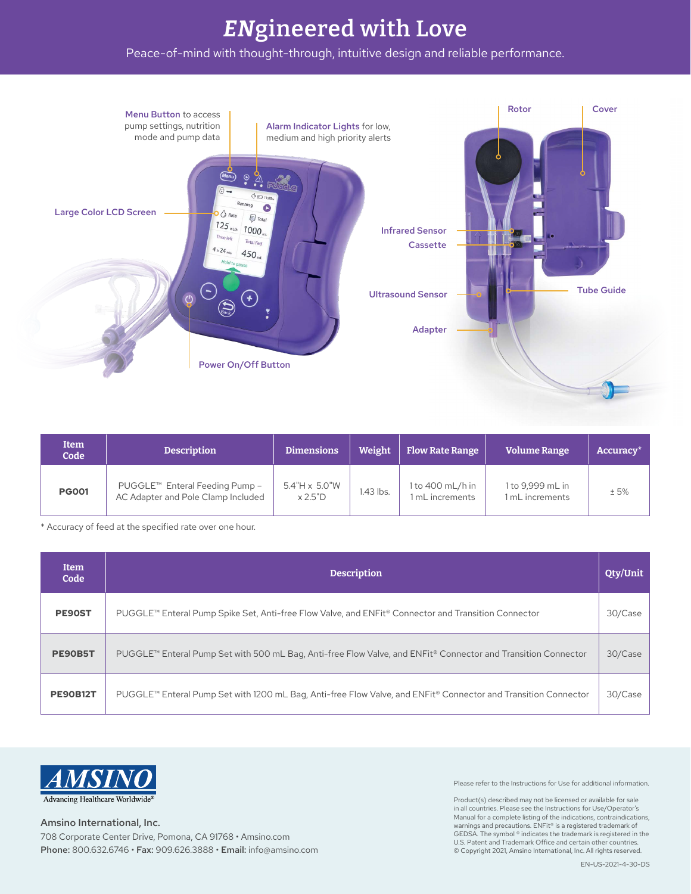# *EN*gineered with Love

Peace-of-mind with thought-through, intuitive design and reliable performance.

**Menu Button** to access pump settings, nutrition mode and pump data

**Alarm Indicator Lights** for low, medium and high priority alerts

**Large Color LCD Screen**

**Power On/Off Button**

**Rotor**

**Cover**

**Infrared Sensor**

**Cassette**

**Ultrasound Sensor**

**Tube Guide**

**Adapter**

| Item Code | Description | Dimensions | Weight | Flow Rate Range | Volume Range | Accuracy* |
|---|---|---|---|---|---|---|
| **PG001** | PUGGLE™ Enteral Feeding Pump – AC Adapter and Pole Clamp Included | 5.4"H x 5.0"W x 2.5"D | 1.43 lbs. | 1 to 400 mL/h in 1 mL increments | 1 to 9,999 mL in 1 mL increments | ± 5% |

\* Accuracy of feed at the specified rate over one hour.

| Item Code | Description | Qty/Unit |
|---|---|---|
| **PE90ST** | PUGGLE™ Enteral Pump Spike Set, Anti-free Flow Valve, and ENFit® Connector and Transition Connector | 30/Case |
| **PE90B5T** | PUGGLE™ Enteral Pump Set with 500 mL Bag, Anti-free Flow Valve, and ENFit® Connector and Transition Connector | 30/Case |
| **PE90B12T** | PUGGLE™ Enteral Pump Set with 1200 mL Bag, Anti-free Flow Valve, and ENFit® Connector and Transition Connector | 30/Case |

AMSINO
Advancing Healthcare Worldwide®

**Amsino International, Inc.**
708 Corporate Center Drive, Pomona, CA 91768 • Amsino.com
**Phone:** 800.632.6746 • **Fax:** 909.626.3888 • **Email:** info@amsino.com

Please refer to the Instructions for Use for additional information.

Product(s) described may not be licensed or available for sale in all countries. Please see the Instructions for Use/Operator's Manual for a complete listing of the indications, contraindications, warnings and precautions. ENFit® is a registered trademark of GEDSA. The symbol ® indicates the trademark is registered in the U.S. Patent and Trademark Office and certain other countries. © Copyright 2021, Amsino International, Inc. All rights reserved.

EN-US-2021-4-30-DS